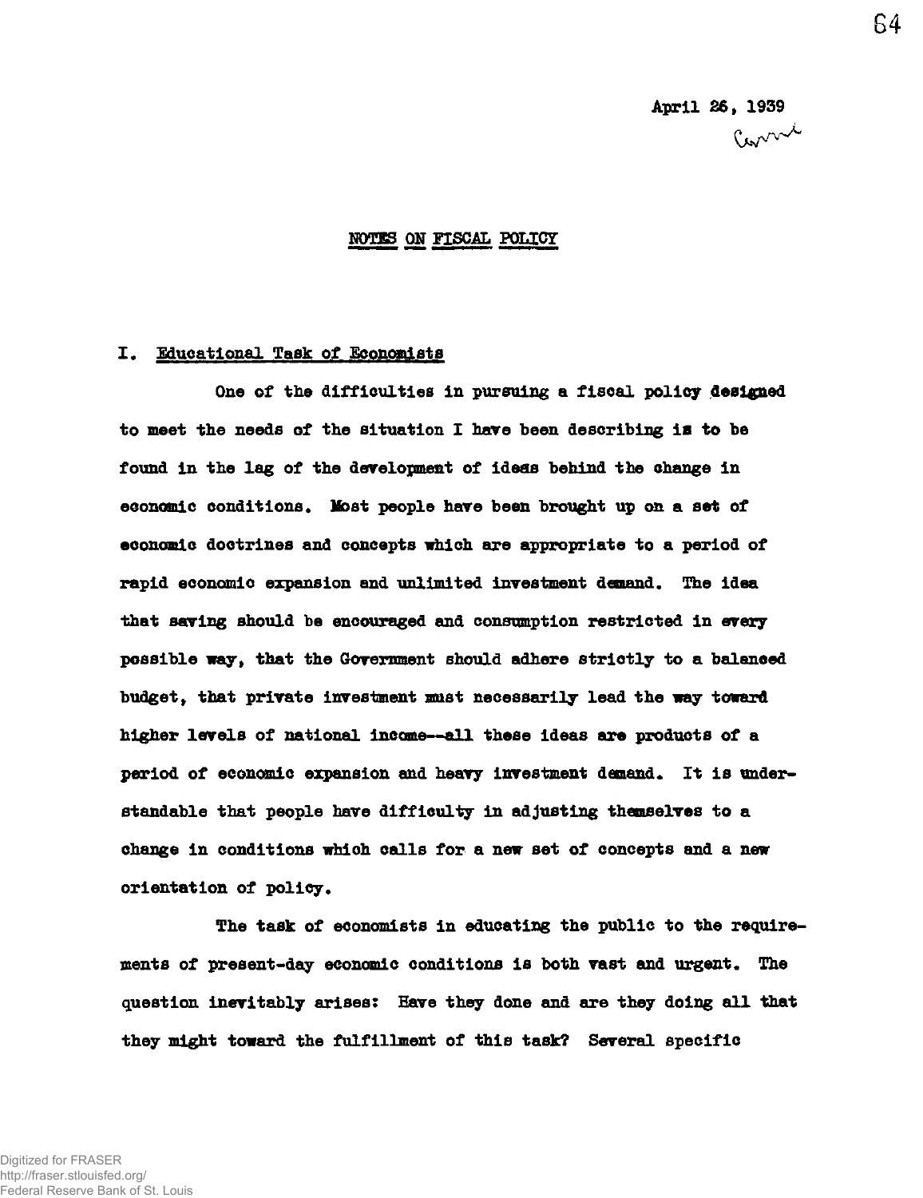April 26, 1939

Currie

# NOTES ON FISCAL POLICY

## I. Educational Task of Economists

One of the difficulties in pursuing a fiscal policy designed to meet the needs of the situation I have been describing is to be found in the lag of the development of ideas behind the change in economic conditions. Most people have been brought up on a set of economic doctrines and concepts which are appropriate to a period of rapid economic expansion and unlimited investment demand. The idea that saving should be encouraged and consumption restricted in every possible way, that the Government should adhere strictly to a balanced budget, that private investment must necessarily lead the way toward higher levels of national income--all these ideas are products of a period of economic expansion and heavy investment demand. It is understandable that people have difficulty in adjusting themselves to a change in conditions which calls for a new set of concepts and a new orientation of policy.

The task of economists in educating the public to the requirements of present-day economic conditions is both vast and urgent. The question inevitably arises: Have they done and are they doing all that they might toward the fulfillment of this task? Several specific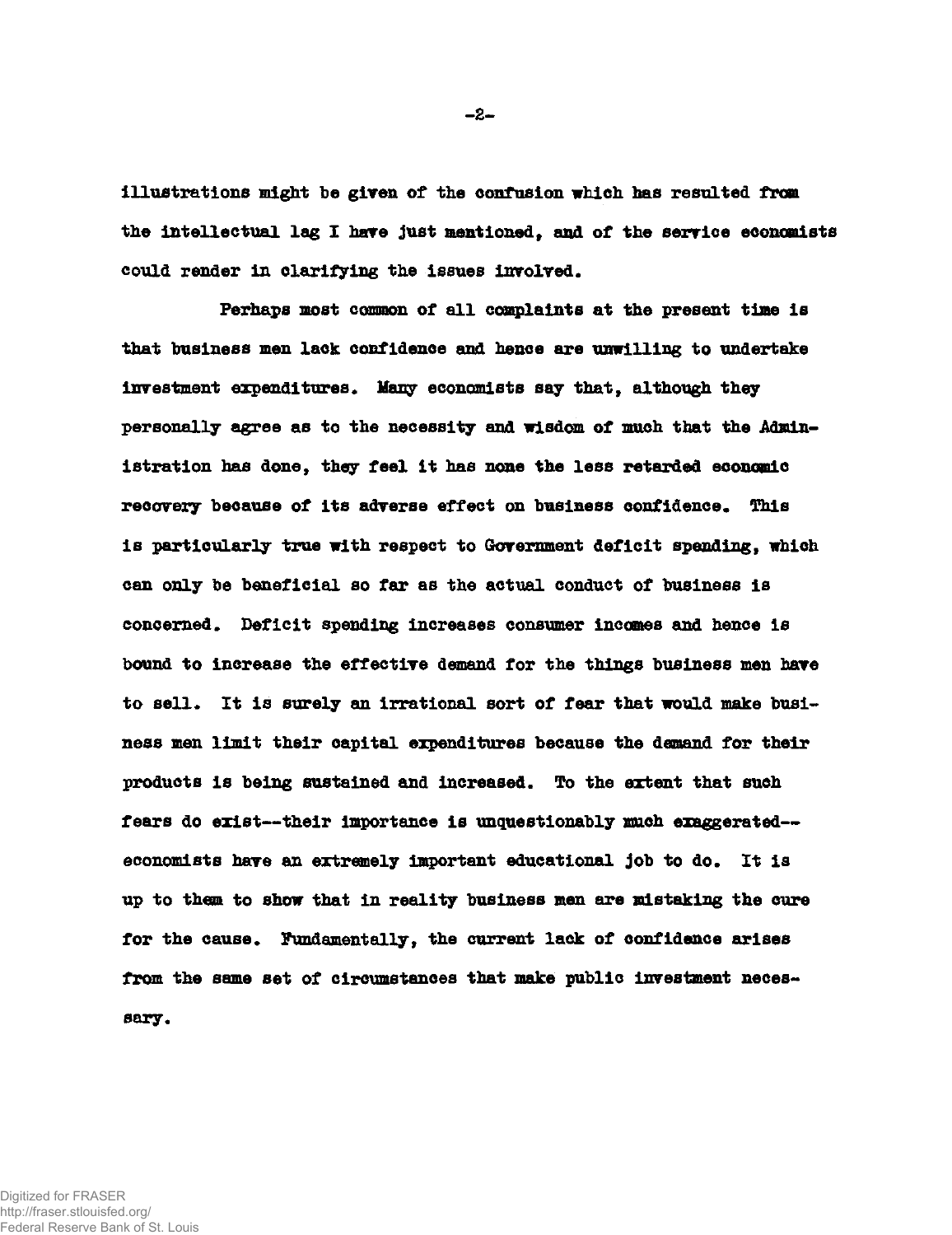illustrations might be given of the confusion which has resulted from the intellectual lag I have just mentioned, and of the service economists could render in clarifying the issues involved.

Perhaps most common of all complaints at the present time is that business men lack confidence and hence are unwilling to undertake investment expenditures. Many economists say that, although they personally agree as to the necessity and wisdom of much that the Administration has done, they feel it has none the less retarded economic recovery because of its adverse effect on business confidence. This is particularly true with respect to Government deficit spending, which can only be beneficial so far as the actual conduct of business is concerned. Deficit spending increases consumer incomes and hence is bound to increase the effective demand for the things business men have to sell. It is surely an irrational sort of fear that would make business men limit their capital expenditures because the demand for their products is being sustained and increased. To the extent that such fears do exist--their importance is unquestionably much exaggerated--economists have an extremely important educational job to do. It is up to them to show that in reality business men are mistaking the cure for the cause. Fundamentally, the current lack of confidence arises from the same set of circumstances that make public investment necessary.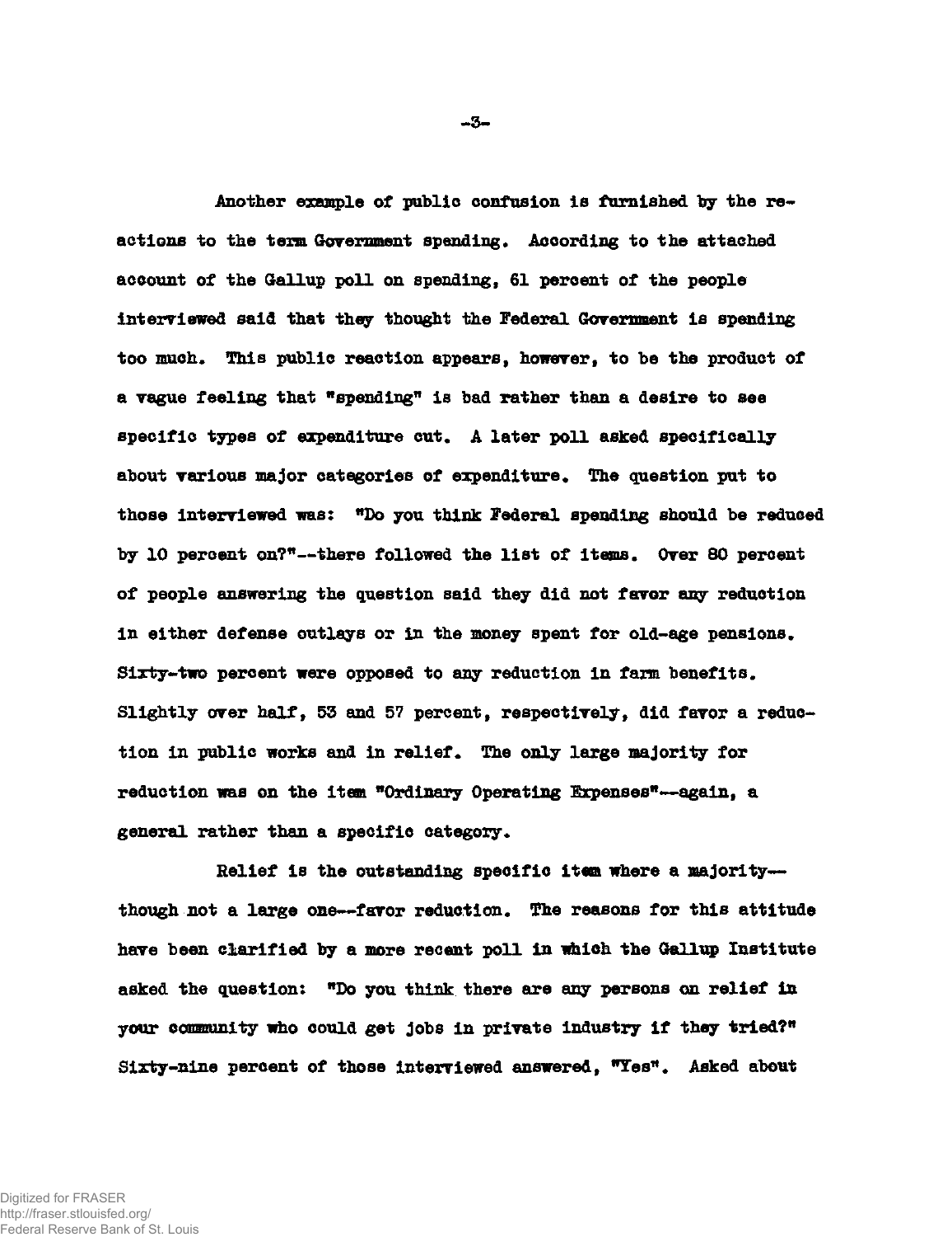Another example of public confusion is furnished by the reactions to the term Government spending. According to the attached account of the Gallup poll on spending, 61 percent of the people interviewed said that they thought the Federal Government is spending too much. This public reaction appears, however, to be the product of a vague feeling that "spending" is bad rather than a desire to see specific types of expenditure cut. A later poll asked specifically about various major categories of expenditure. The question put to those interviewed was: "Do you think Federal spending should be reduced by 10 percent on?"--there followed the list of items. Over 80 percent of people answering the question said they did not favor any reduction in either defense outlays or in the money spent for old-age pensions. Sixty-two percent were opposed to any reduction in farm benefits. Slightly over half, 53 and 57 percent, respectively, did favor a reduction in public works and in relief. The only large majority for reduction was on the item "Ordinary Operating Expenses"--again, a general rather than a specific category.

Relief is the outstanding specific item where a majority--though not a large one--favor reduction. The reasons for this attitude have been clarified by a more recent poll in which the Gallup Institute asked the question: "Do you think there are any persons on relief in your community who could get jobs in private industry if they tried?" Sixty-nine percent of those interviewed answered, "Yes". Asked about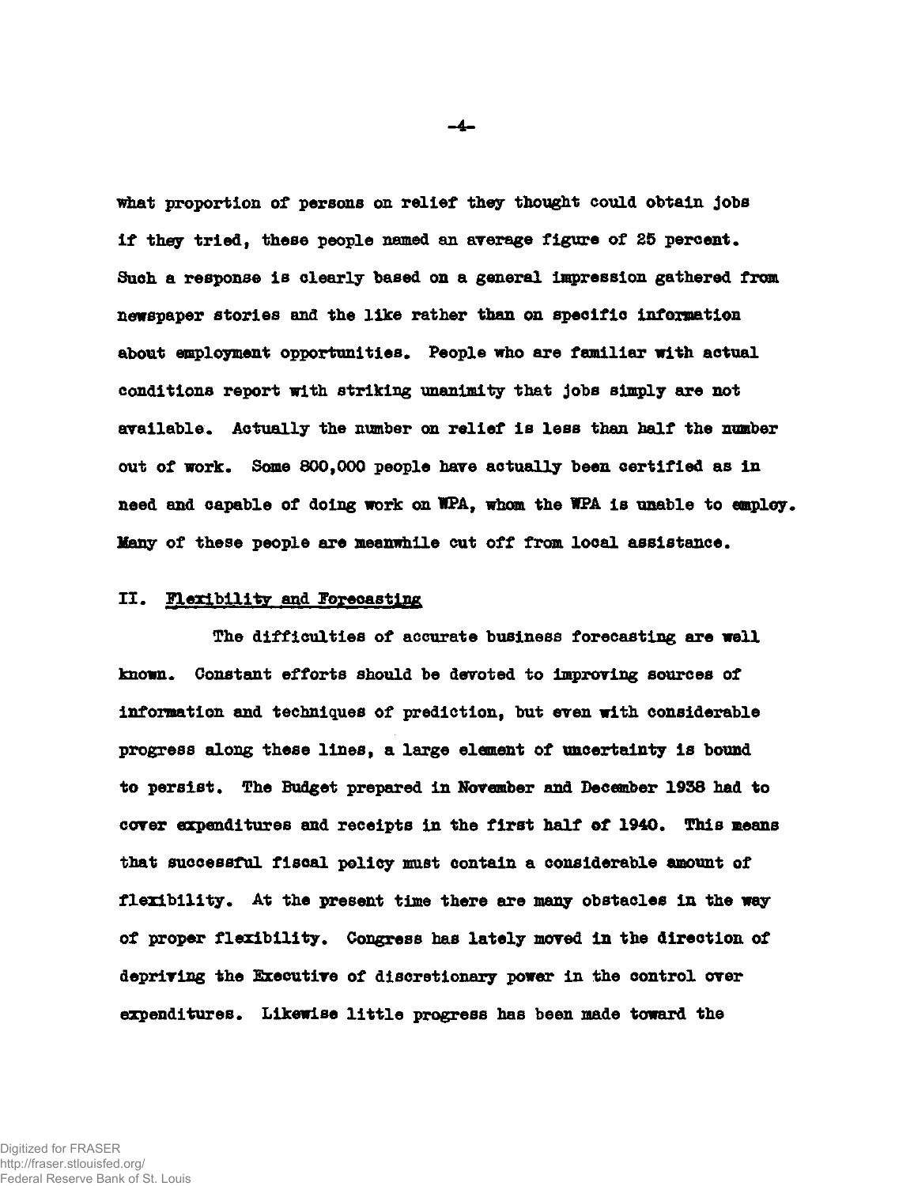what proportion of persons on relief they thought could obtain jobs if they tried, these people named an average figure of 25 percent. Such a response is clearly based on a general impression gathered from newspaper stories and the like rather than on specific information about employment opportunities. People who are familiar with actual conditions report with striking unanimity that jobs simply are not available. Actually the number on relief is less than half the number out of work. Some 800,000 people have actually been certified as in need and capable of doing work on WPA, whom the WPA is unable to employ. Many of these people are meanwhile cut off from local assistance.

## II. Flexibility and Forecasting

The difficulties of accurate business forecasting are well known. Constant efforts should be devoted to improving sources of information and techniques of prediction, but even with considerable progress along these lines, a large element of uncertainty is bound to persist. The Budget prepared in November and December 1938 had to cover expenditures and receipts in the first half of 1940. This means that successful fiscal policy must contain a considerable amount of flexibility. At the present time there are many obstacles in the way of proper flexibility. Congress has lately moved in the direction of depriving the Executive of discretionary power in the control over expenditures. Likewise little progress has been made toward the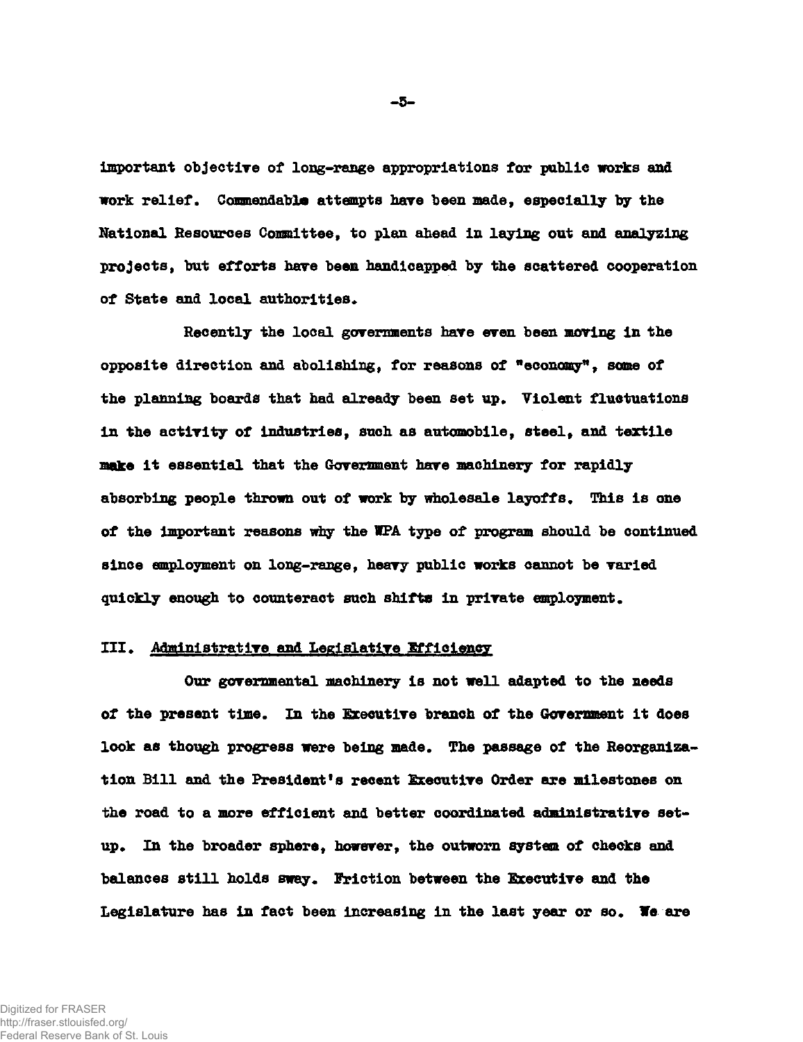important objective of long-range appropriations for public works and work relief. Commendable attempts have been made, especially by the National Resources Committee, to plan ahead in laying out and analyzing projects, but efforts have been handicapped by the scattered cooperation of State and local authorities.

Recently the local governments have even been moving in the opposite direction and abolishing, for reasons of "economy", some of the planning boards that had already been set up. Violent fluctuations in the activity of industries, such as automobile, steel, and textile make it essential that the Government have machinery for rapidly absorbing people thrown out of work by wholesale layoffs. This is one of the important reasons why the WPA type of program should be continued since employment on long-range, heavy public works cannot be varied quickly enough to counteract such shifts in private employment.

## III. Administrative and Legislative Efficiency

Our governmental machinery is not well adapted to the needs of the present time. In the Executive branch of the Government it does look as though progress were being made. The passage of the Reorganization Bill and the President's recent Executive Order are milestones on the road to a more efficient and better coordinated administrative set-up. In the broader sphere, however, the outworn system of checks and balances still holds sway. Friction between the Executive and the Legislature has in fact been increasing in the last year or so. We are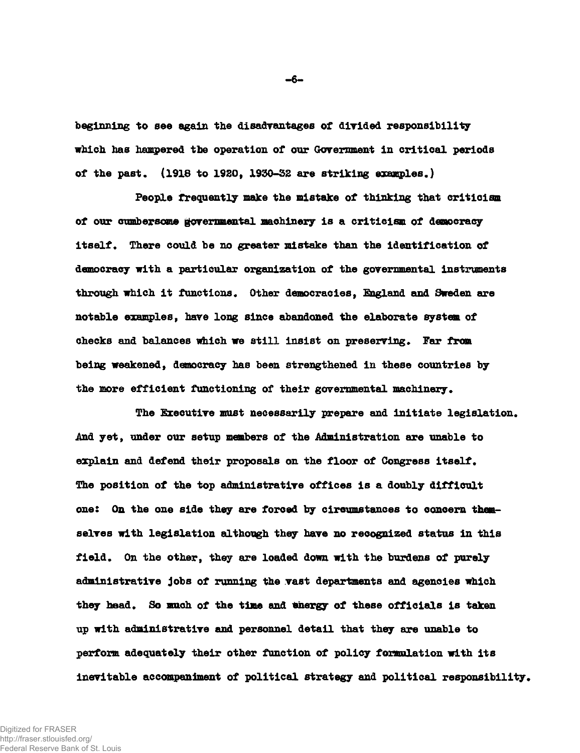beginning to see again the disadvantages of divided responsibility which has hampered the operation of our Government in critical periods of the past. (1918 to 1920, 1930-32 are striking examples.)

People frequently make the mistake of thinking that criticism of our cumbersome governmental machinery is a criticism of democracy itself. There could be no greater mistake than the identification of democracy with a particular organization of the governmental instruments through which it functions. Other democracies, England and Sweden are notable examples, have long since abandoned the elaborate system of checks and balances which we still insist on preserving. Far from being weakened, democracy has been strengthened in these countries by the more efficient functioning of their governmental machinery.

The Executive must necessarily prepare and initiate legislation. And yet, under our setup members of the Administration are unable to explain and defend their proposals on the floor of Congress itself. The position of the top administrative offices is a doubly difficult one: On the one side they are forced by circumstances to concern themselves with legislation although they have no recognized status in this field. On the other, they are loaded down with the burdens of purely administrative jobs of running the vast departments and agencies which they head. So much of the time and energy of these officials is taken up with administrative and personnel detail that they are unable to perform adequately their other function of policy formulation with its inevitable accompaniment of political strategy and political responsibility.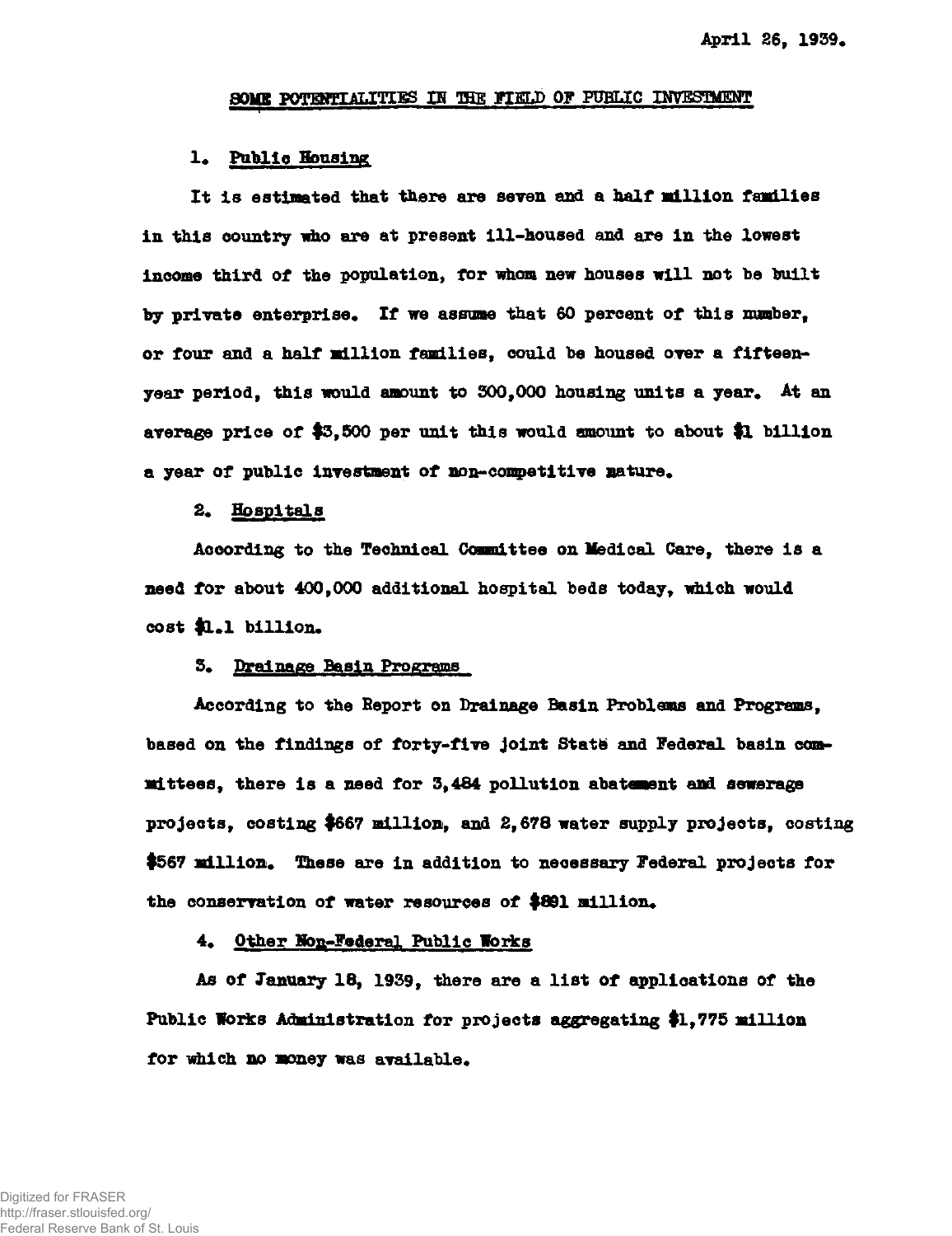April 26, 1939.

## SOME POTENTIALITIES IN THE FIELD OF PUBLIC INVESTMENT

### 1. Public Housing

It is estimated that there are seven and a half million families in this country who are at present ill-housed and are in the lowest income third of the population, for whom new houses will not be built by private enterprise. If we assume that 60 percent of this number, or four and a half million families, could be housed over a fifteen-year period, this would amount to 300,000 housing units a year. At an average price of $3,500 per unit this would amount to about $1 billion a year of public investment of non-competitive nature.

### 2. Hospitals

According to the Technical Committee on Medical Care, there is a need for about 400,000 additional hospital beds today, which would cost $1.1 billion.

### 3. Drainage Basin Programs

According to the Report on Drainage Basin Problems and Programs, based on the findings of forty-five joint State and Federal basin committees, there is a need for 3,484 pollution abatement and sewerage projects, costing $667 million, and 2,678 water supply projects, costing $567 million. These are in addition to necessary Federal projects for the conservation of water resources of $891 million.

### 4. Other Non-Federal Public Works

As of January 18, 1939, there are a list of applications of the Public Works Administration for projects aggregating $1,775 million for which no money was available.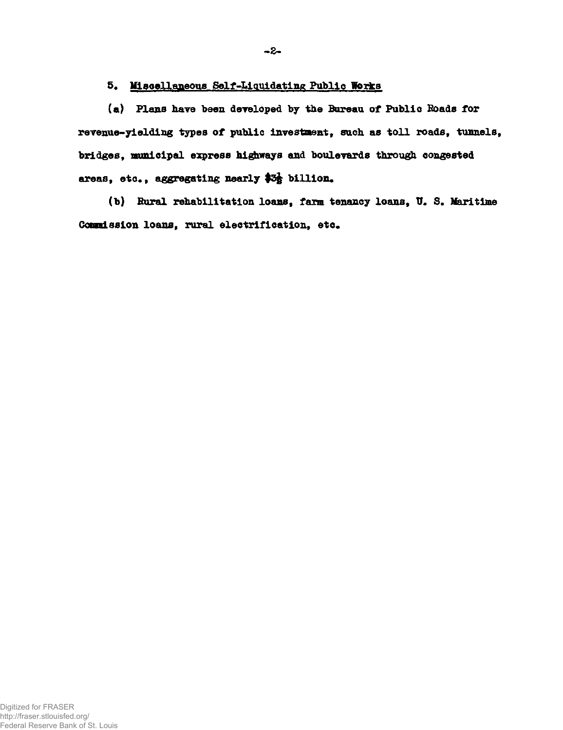5. Miscellaneous Self-Liquidating Public Works

(a) Plans have been developed by the Bureau of Public Roads for revenue-yielding types of public investment, such as toll roads, tunnels, bridges, municipal express highways and boulevards through congested areas, etc., aggregating nearly $3½ billion.

(b) Rural rehabilitation loans, farm tenancy loans, U. S. Maritime Commission loans, rural electrification, etc.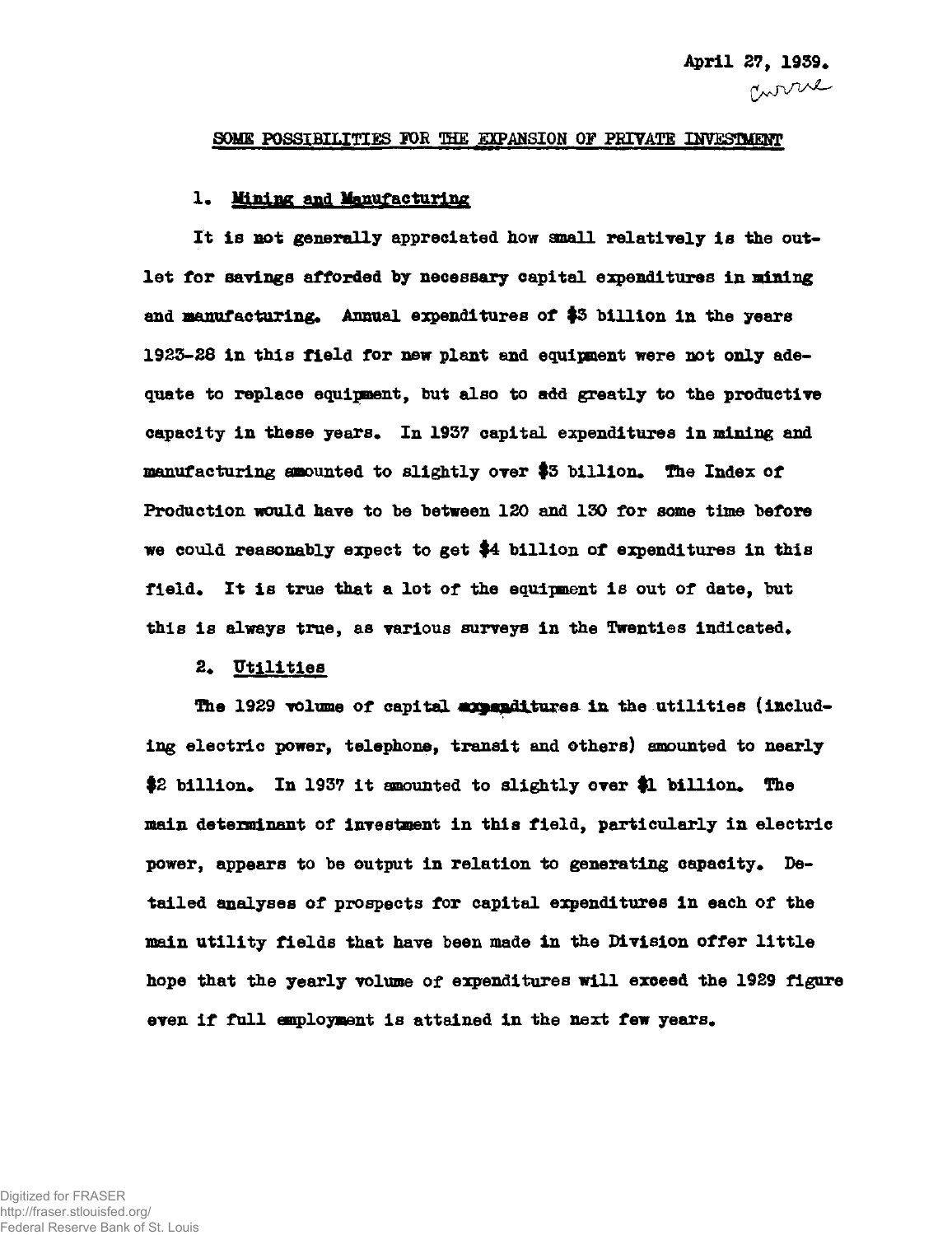April 27, 1939.

Currie

## SOME POSSIBILITIES FOR THE EXPANSION OF PRIVATE INVESTMENT

### 1. Mining and Manufacturing

It is not generally appreciated how small relatively is the outlet for savings afforded by necessary capital expenditures in mining and manufacturing. Annual expenditures of $3 billion in the years 1923-28 in this field for new plant and equipment were not only adequate to replace equipment, but also to add greatly to the productive capacity in these years. In 1937 capital expenditures in mining and manufacturing amounted to slightly over $3 billion. The Index of Production would have to be between 120 and 130 for some time before we could reasonably expect to get $4 billion of expenditures in this field. It is true that a lot of the equipment is out of date, but this is always true, as various surveys in the Twenties indicated.

### 2. Utilities

The 1929 volume of capital expenditures in the utilities (including electric power, telephone, transit and others) amounted to nearly $2 billion. In 1937 it amounted to slightly over $1 billion. The main determinant of investment in this field, particularly in electric power, appears to be output in relation to generating capacity. Detailed analyses of prospects for capital expenditures in each of the main utility fields that have been made in the Division offer little hope that the yearly volume of expenditures will exceed the 1929 figure even if full employment is attained in the next few years.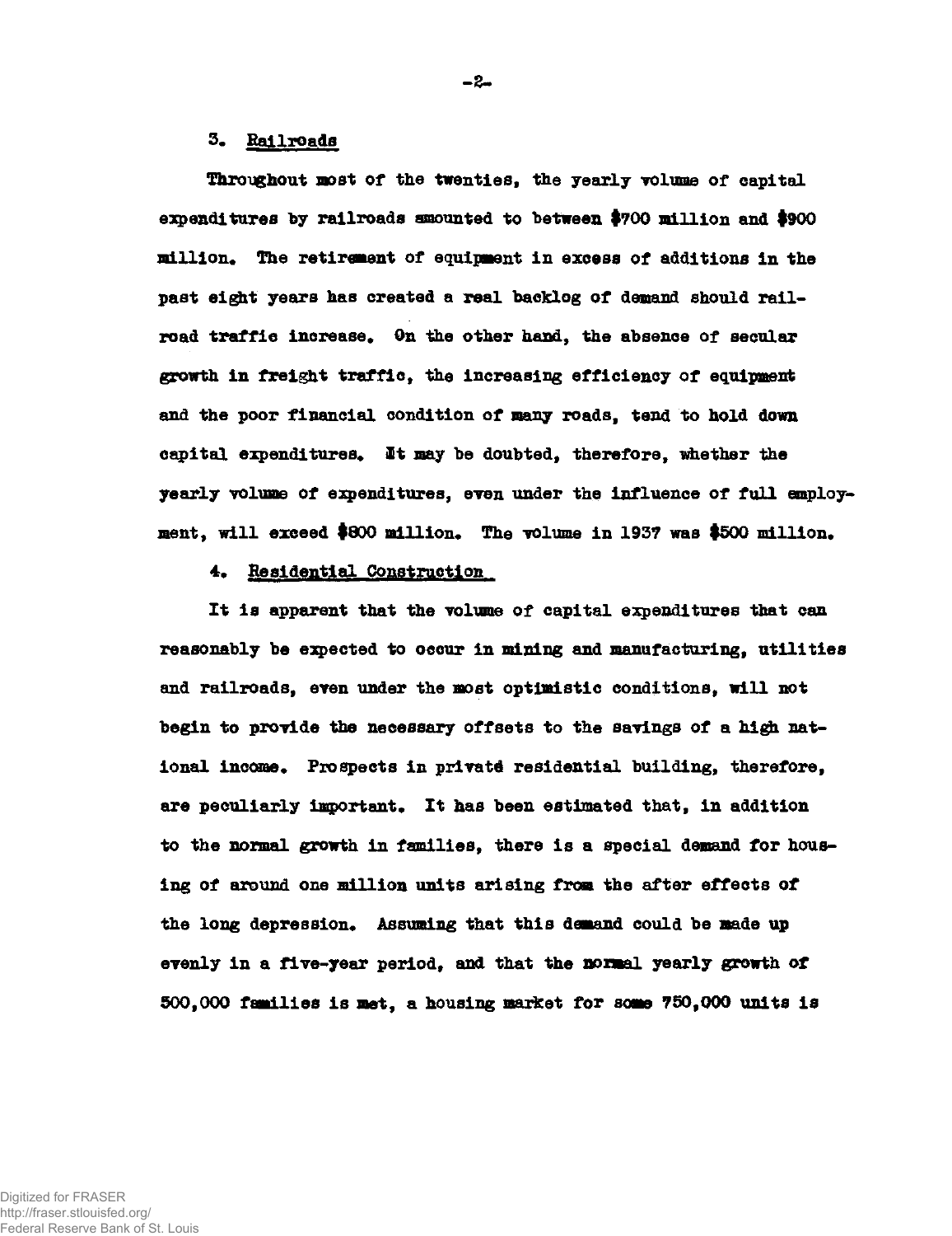### 3. Railroads

Throughout most of the twenties, the yearly volume of capital expenditures by railroads amounted to between $700 million and $900 million. The retirement of equipment in excess of additions in the past eight years has created a real backlog of demand should railroad traffic increase. On the other hand, the absence of secular growth in freight traffic, the increasing efficiency of equipment and the poor financial condition of many roads, tend to hold down capital expenditures. It may be doubted, therefore, whether the yearly volume of expenditures, even under the influence of full employment, will exceed $800 million. The volume in 1937 was $500 million.

### 4. Residential Construction

It is apparent that the volume of capital expenditures that can reasonably be expected to occur in mining and manufacturing, utilities and railroads, even under the most optimistic conditions, will not begin to provide the necessary offsets to the savings of a high national income. Prospects in private residential building, therefore, are peculiarly important. It has been estimated that, in addition to the normal growth in families, there is a special demand for housing of around one million units arising from the after effects of the long depression. Assuming that this demand could be made up evenly in a five-year period, and that the normal yearly growth of 500,000 families is met, a housing market for some 750,000 units is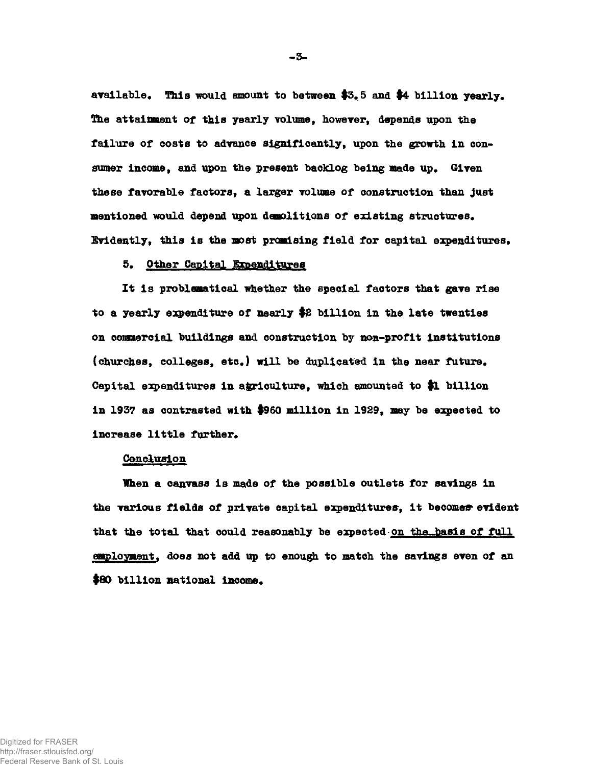available. This would amount to between $3.5 and $4 billion yearly. The attainment of this yearly volume, however, depends upon the failure of costs to advance significantly, upon the growth in consumer income, and upon the present backlog being made up. Given these favorable factors, a larger volume of construction than just mentioned would depend upon demolitions of existing structures. Evidently, this is the most promising field for capital expenditures.

5. Other Capital Expenditures

It is problematical whether the special factors that gave rise to a yearly expenditure of nearly $2 billion in the late twenties on commercial buildings and construction by non-profit institutions (churches, colleges, etc.) will be duplicated in the near future. Capital expenditures in agriculture, which amounted to $1 billion in 1937 as contrasted with $960 million in 1929, may be expected to increase little further.

Conclusion

When a canvass is made of the possible outlets for savings in the various fields of private capital expenditures, it becomes evident that the total that could reasonably be expected on the basis of full employment, does not add up to enough to match the savings even of an $80 billion national income.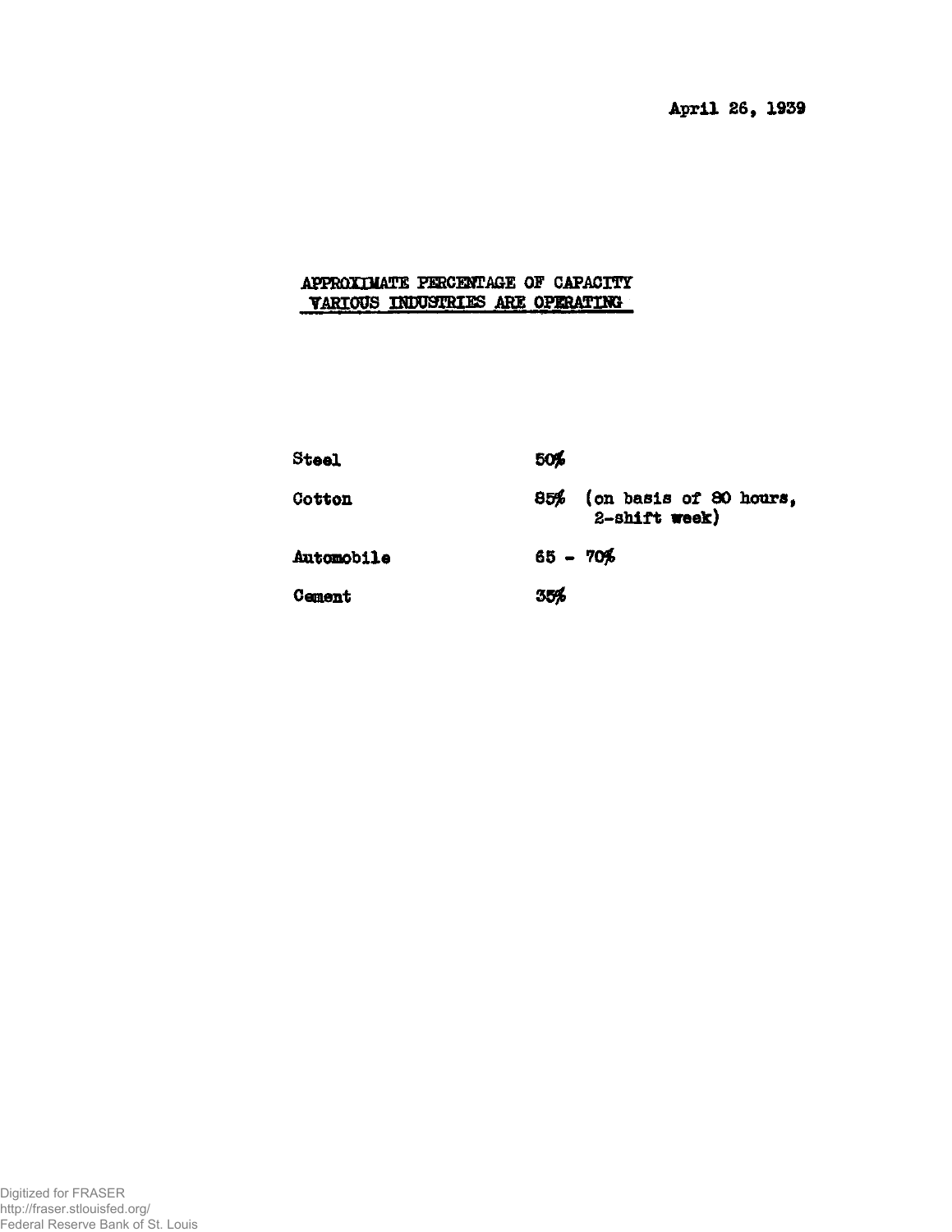April 26, 1939

## APPROXIMATE PERCENTAGE OF CAPACITY VARIOUS INDUSTRIES ARE OPERATING

| | |
|---|---|
| Steel | 50% |
| Cotton | 85% (on basis of 80 hours, 2-shift week) |
| Automobile | 65 - 70% |
| Cement | 35% |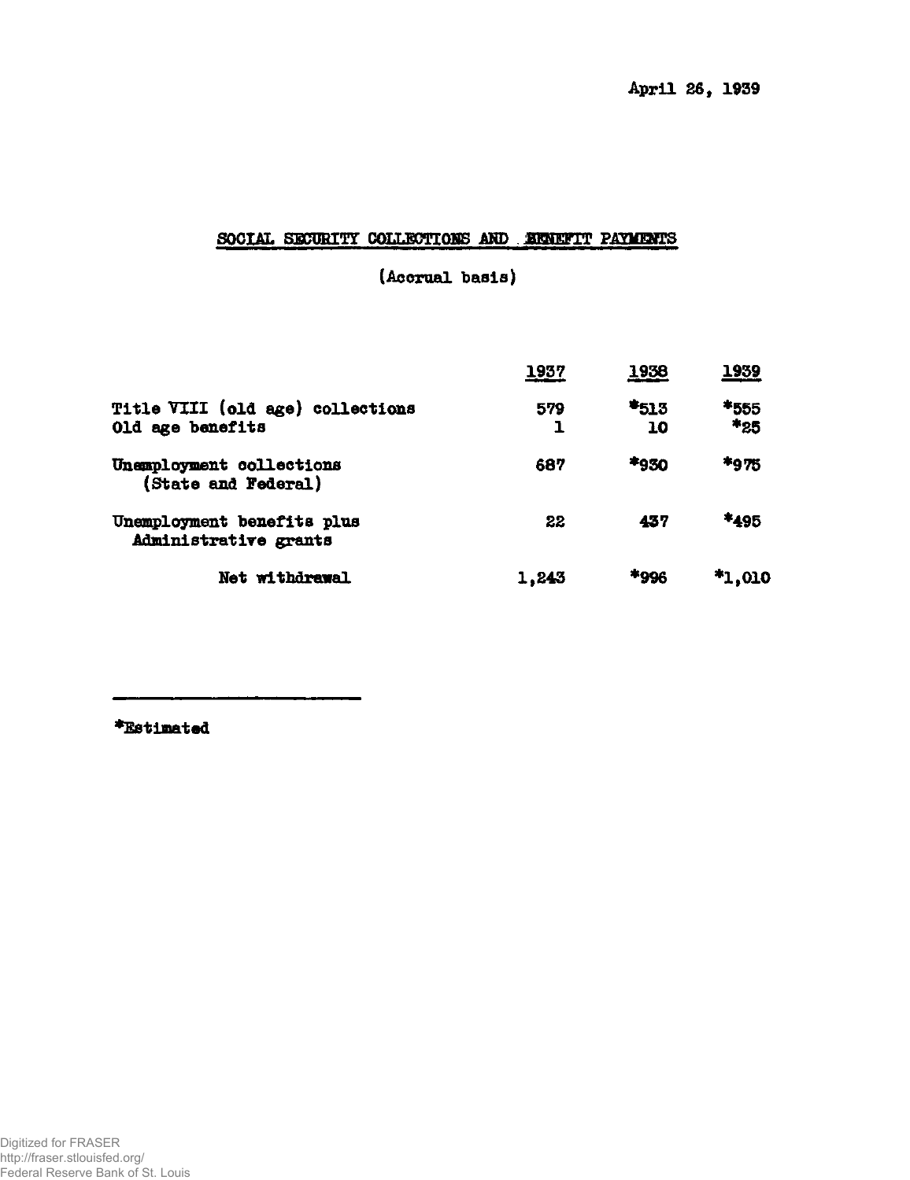April 26, 1939

## SOCIAL SECURITY COLLECTIONS AND BENEFIT PAYMENTS

(Accrual basis)

| | 1937 | 1938 | 1939 |
|---|---|---|---|
| Title VIII (old age) collections | 579 | *513 | *555 |
| Old age benefits | 1 | 10 | *25 |
| Unemployment collections (State and Federal) | 687 | *930 | *975 |
| Unemployment benefits plus Administrative grants | 22 | 437 | *495 |
| Net withdrawal | 1,243 | *996 | *1,010 |

*Estimated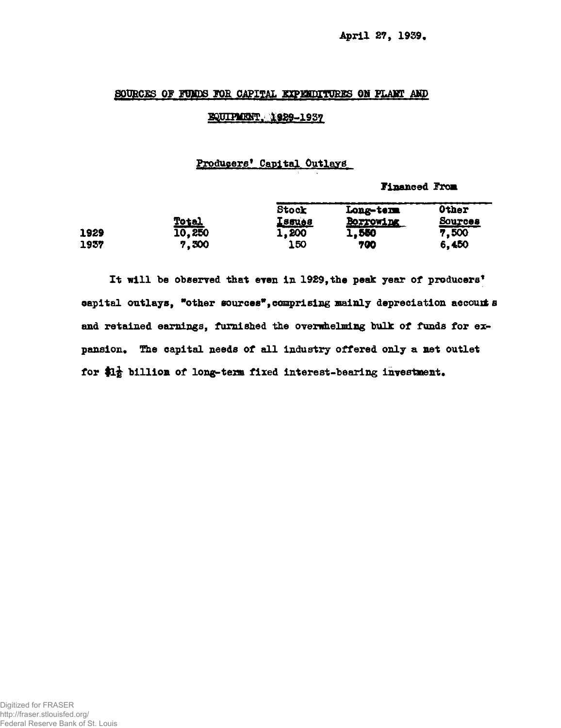April 27, 1939.

## SOURCES OF FUNDS FOR CAPITAL EXPENDITURES ON PLANT AND EQUIPMENT, 1929-1937

### Producers' Capital Outlays

| | | Financed From | | |
|---|---|---|---|---|
| | Total | Stock Issues | Long-term Borrowing | Other Sources |
| 1929 | 10,250 | 1,200 | 1,550 | 7,500 |
| 1937 | 7,300 | 150 | 700 | 6,450 |

It will be observed that even in 1929, the peak year of producers' capital outlays, "other sources", comprising mainly depreciation accounts and retained earnings, furnished the overwhelming bulk of funds for expansion. The capital needs of all industry offered only a net outlet for \$1½ billion of long-term fixed interest-bearing investment.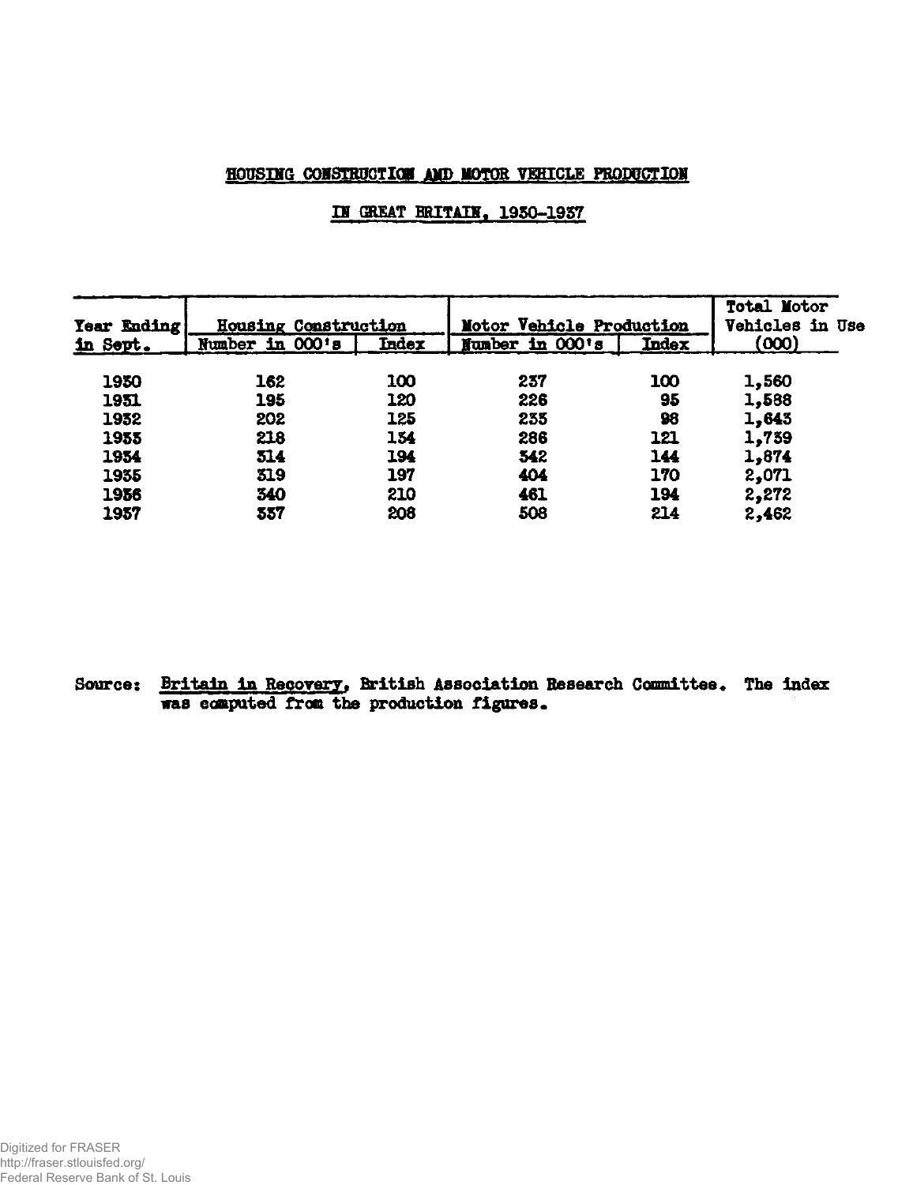## HOUSING CONSTRUCTION AND MOTOR VEHICLE PRODUCTION

## IN GREAT BRITAIN, 1930-1937

| Year Ending in Sept. | Housing Construction | | Motor Vehicle Production | | Total Motor Vehicles in Use |
|---|---|---|---|---|---|
| | Number in 000's | Index | Number in 000's | Index | (000) |
| 1930 | 162 | 100 | 237 | 100 | 1,560 |
| 1931 | 195 | 120 | 226 | 95 | 1,588 |
| 1932 | 202 | 125 | 233 | 98 | 1,643 |
| 1933 | 218 | 134 | 286 | 121 | 1,739 |
| 1934 | 314 | 194 | 342 | 144 | 1,874 |
| 1935 | 319 | 197 | 404 | 170 | 2,071 |
| 1936 | 340 | 210 | 461 | 194 | 2,272 |
| 1937 | 337 | 208 | 508 | 214 | 2,462 |

Source: Britain in Recovery, British Association Research Committee. The index was computed from the production figures.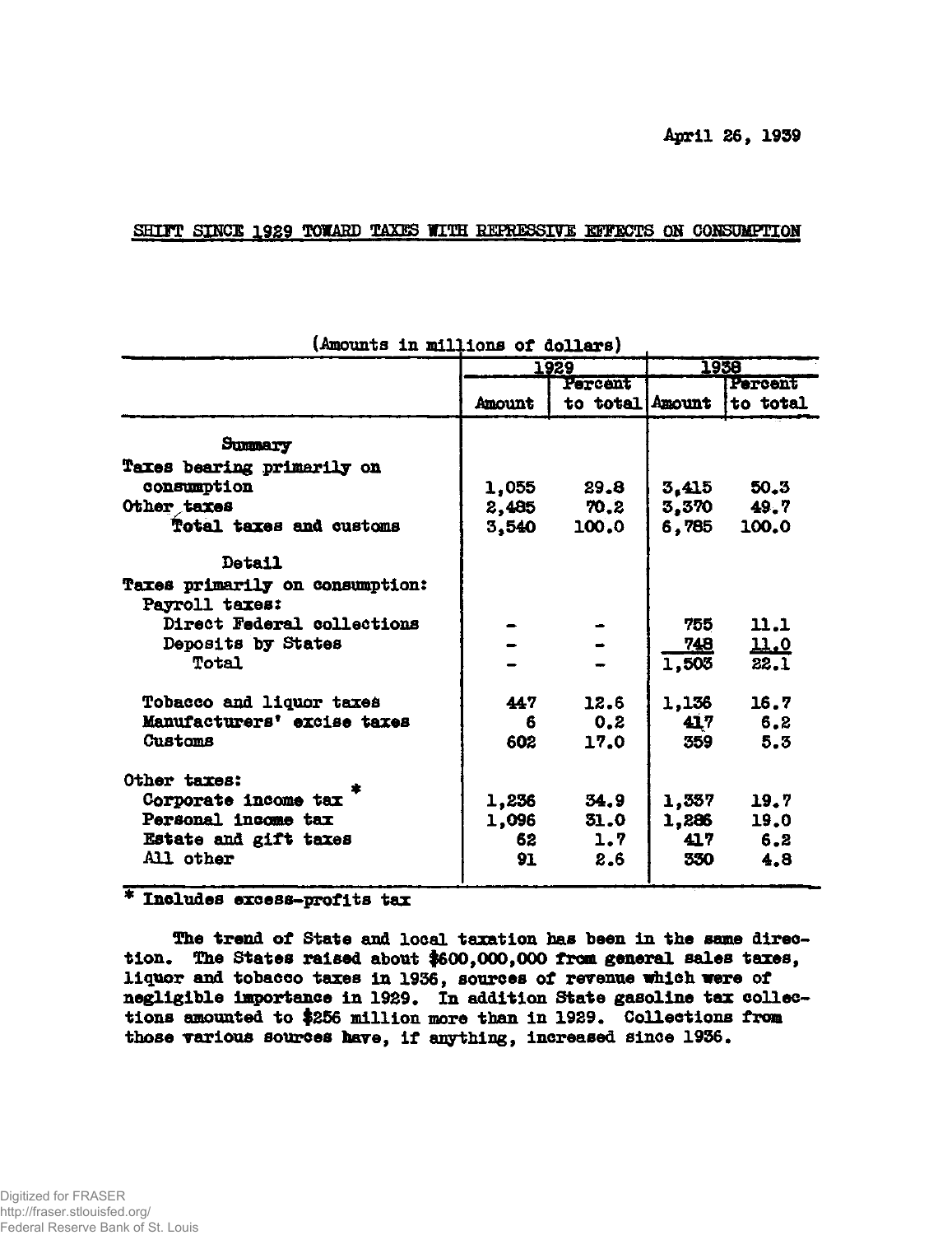April 26, 1939

## SHIFT SINCE 1929 TOWARD TAXES WITH REPRESSIVE EFFECTS ON CONSUMPTION

(Amounts in millions of dollars)

| | 1929 | | 1938 | |
|---|---|---|---|---|
| | Amount | Percent to total | Amount | Percent to total |
| **Summary** | | | | |
| Taxes bearing primarily on consumption | 1,055 | 29.8 | 3,415 | 50.3 |
| Other taxes | 2,485 | 70.2 | 3,370 | 49.7 |
| Total taxes and customs | 3,540 | 100.0 | 6,785 | 100.0 |
| **Detail** | | | | |
| Taxes primarily on consumption: | | | | |
| Payroll taxes: | | | | |
| Direct Federal collections | - | - | 755 | 11.1 |
| Deposits by States | - | - | 748 | 11.0 |
| Total | - | - | 1,503 | 22.1 |
| Tobacco and liquor taxes | 447 | 12.6 | 1,136 | 16.7 |
| Manufacturers' excise taxes | 6 | 0.2 | 417 | 6.2 |
| Customs | 602 | 17.0 | 359 | 5.3 |
| Other taxes: | | | | |
| Corporate income tax * | 1,236 | 34.9 | 1,337 | 19.7 |
| Personal income tax | 1,096 | 31.0 | 1,286 | 19.0 |
| Estate and gift taxes | 62 | 1.7 | 417 | 6.2 |
| All other | 91 | 2.6 | 330 | 4.8 |

\* Includes excess-profits tax

The trend of State and local taxation has been in the same direction. The States raised about $600,000,000 from general sales taxes, liquor and tobacco taxes in 1936, sources of revenue which were of negligible importance in 1929. In addition State gasoline tax collections amounted to $256 million more than in 1929. Collections from those various sources have, if anything, increased since 1936.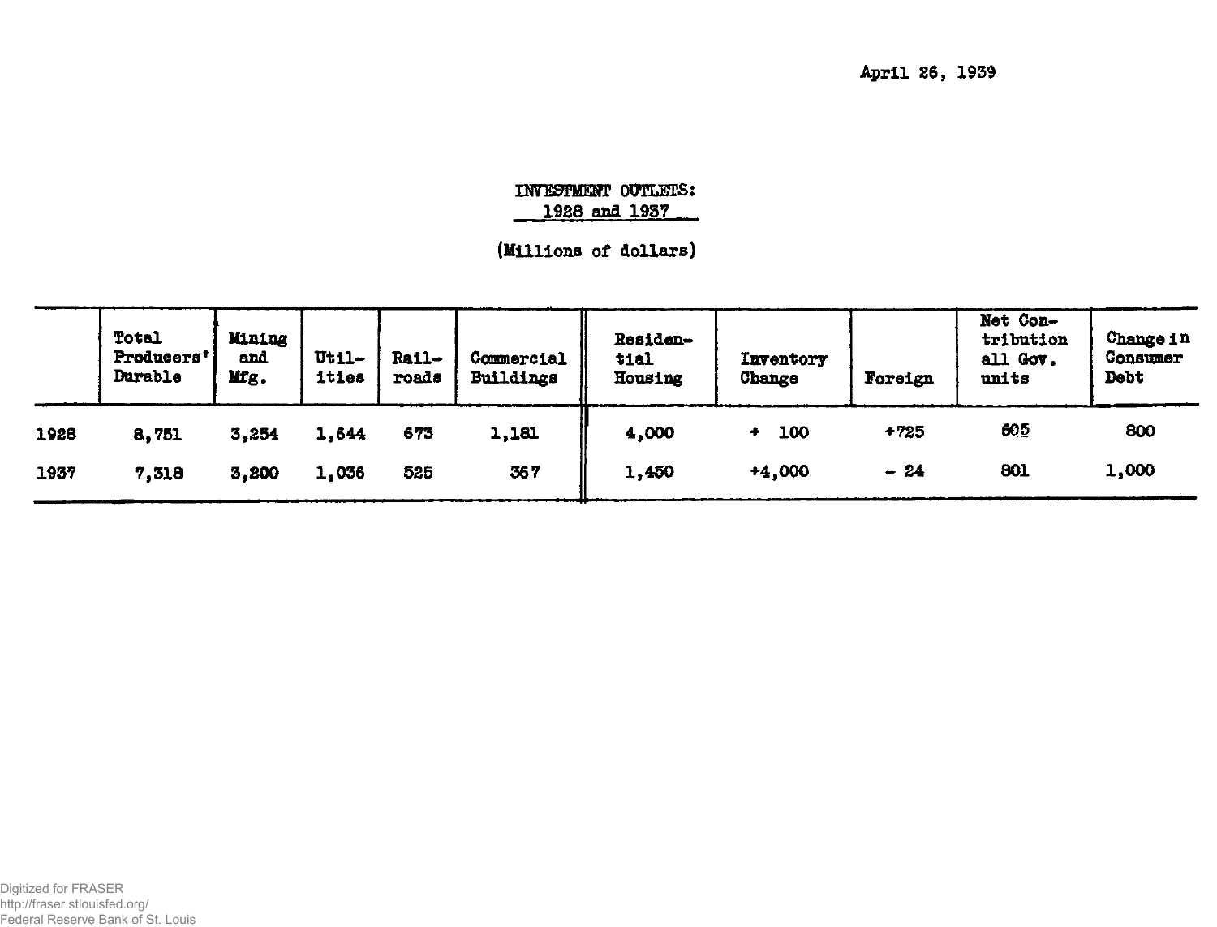April 26, 1939

# INVESTMENT OUTLETS: 1928 and 1937

(Millions of dollars)

| | Total Producers' Durable | Mining and Mfg. | Util- ities | Rail- roads | Commercial Buildings | Residen- tial Housing | Inventory Change | Foreign | Net Con- tribution all Gov. units | Change in Consumer Debt |
|---|---|---|---|---|---|---|---|---|---|---|
| 1928 | 8,751 | 3,254 | 1,644 | 673 | 1,181 | 4,000 | + 100 | +725 | 605 | 800 |
| 1937 | 7,318 | 3,200 | 1,036 | 525 | 367 | 1,450 | +4,000 | - 24 | 801 | 1,000 |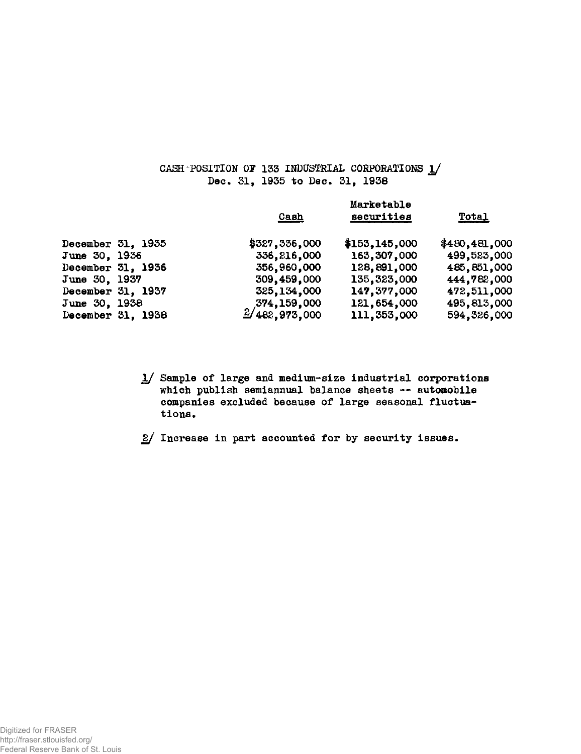CASH POSITION OF 133 INDUSTRIAL CORPORATIONS 1/
Dec. 31, 1935 to Dec. 31, 1938

| | Cash | Marketable securities | Total |
|---|---|---|---|
| December 31, 1935 | $327,336,000 | $153,145,000 | $480,481,000 |
| June 30, 1936 | 336,216,000 | 163,307,000 | 499,523,000 |
| December 31, 1936 | 356,960,000 | 128,891,000 | 485,851,000 |
| June 30, 1937 | 309,459,000 | 135,323,000 | 444,782,000 |
| December 31, 1937 | 325,134,000 | 147,377,000 | 472,511,000 |
| June 30, 1938 | 374,159,000 | 121,654,000 | 495,813,000 |
| December 31, 1938 | 2/482,973,000 | 111,353,000 | 594,326,000 |

1/ Sample of large and medium-size industrial corporations which publish semiannual balance sheets -- automobile companies excluded because of large seasonal fluctuations.

2/ Increase in part accounted for by security issues.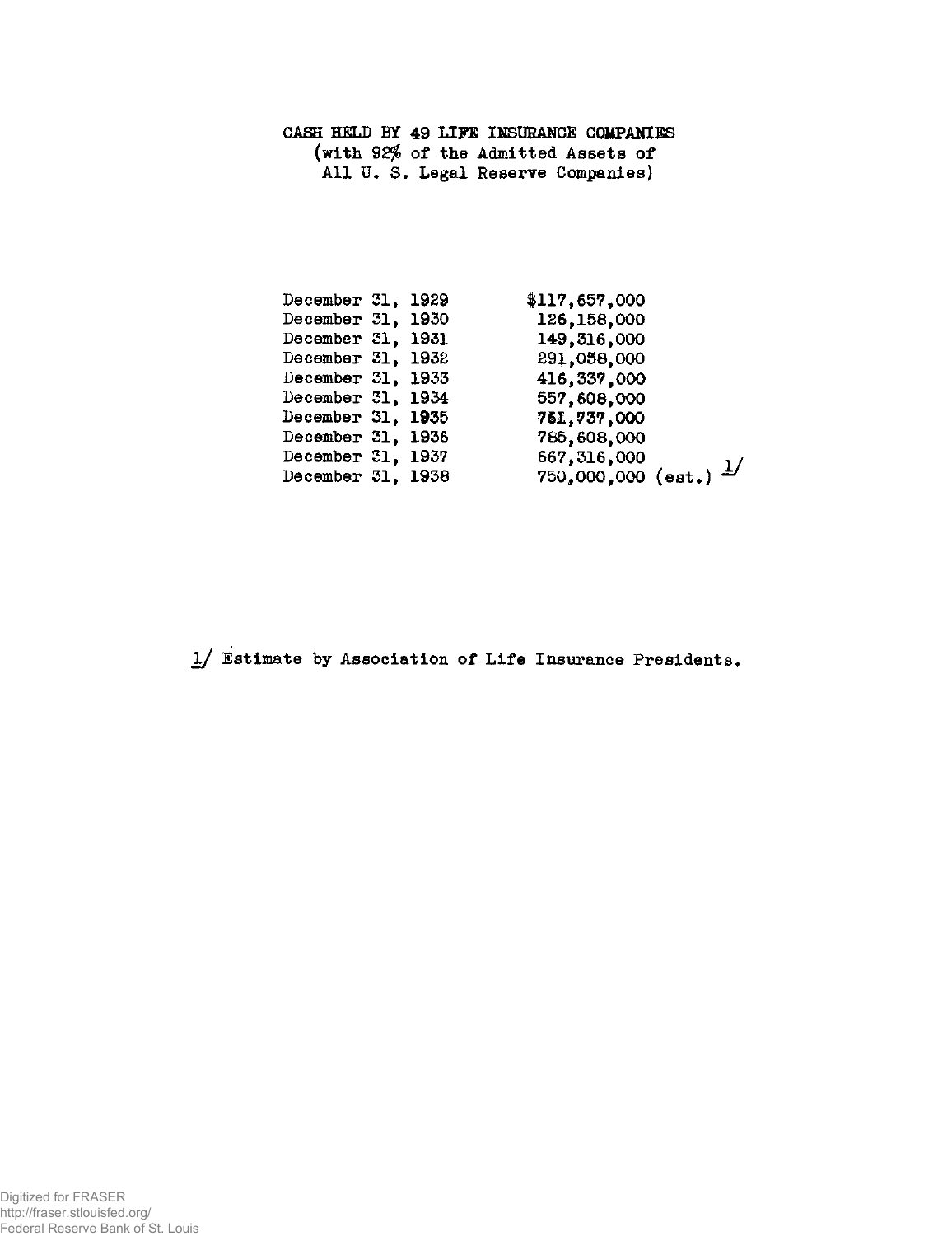# CASH HELD BY 49 LIFE INSURANCE COMPANIES
(with 92% of the Admitted Assets of All U. S. Legal Reserve Companies)

| | |
|---|---|
| December 31, 1929 | $117,657,000 |
| December 31, 1930 | 126,158,000 |
| December 31, 1931 | 149,316,000 |
| December 31, 1932 | 291,038,000 |
| December 31, 1933 | 416,337,000 |
| December 31, 1934 | 557,608,000 |
| December 31, 1935 | 761,737,000 |
| December 31, 1936 | 785,608,000 |
| December 31, 1937 | 667,316,000 |
| December 31, 1938 | 750,000,000 (est.) 1/ |

1/ Estimate by Association of Life Insurance Presidents.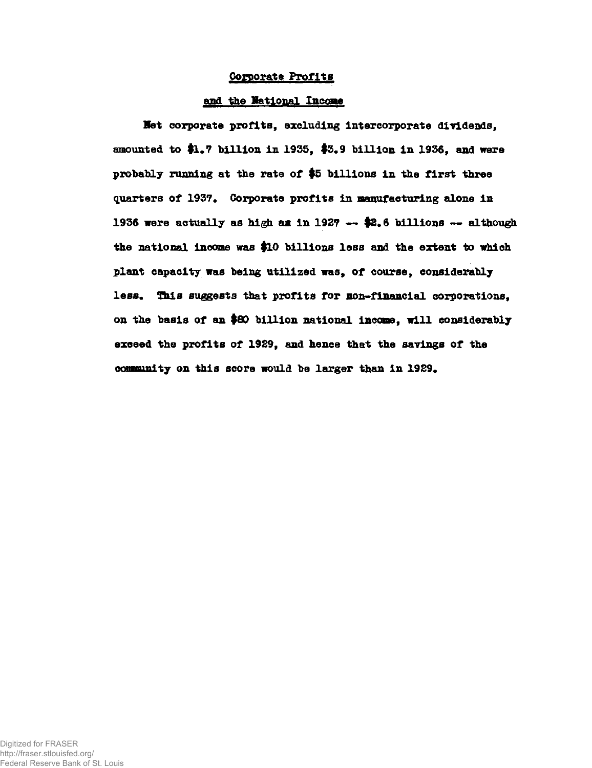## Corporate Profits

## and the National Income

Net corporate profits, excluding intercorporate dividends, amounted to $1.7 billion in 1935, $3.9 billion in 1936, and were probably running at the rate of $5 billions in the first three quarters of 1937. Corporate profits in manufacturing alone in 1936 were actually as high as in 1927 -- $2.6 billions -- although the national income was $10 billions less and the extent to which plant capacity was being utilized was, of course, considerably less. This suggests that profits for non-financial corporations, on the basis of an $80 billion national income, will considerably exceed the profits of 1929, and hence that the savings of the community on this score would be larger than in 1929.